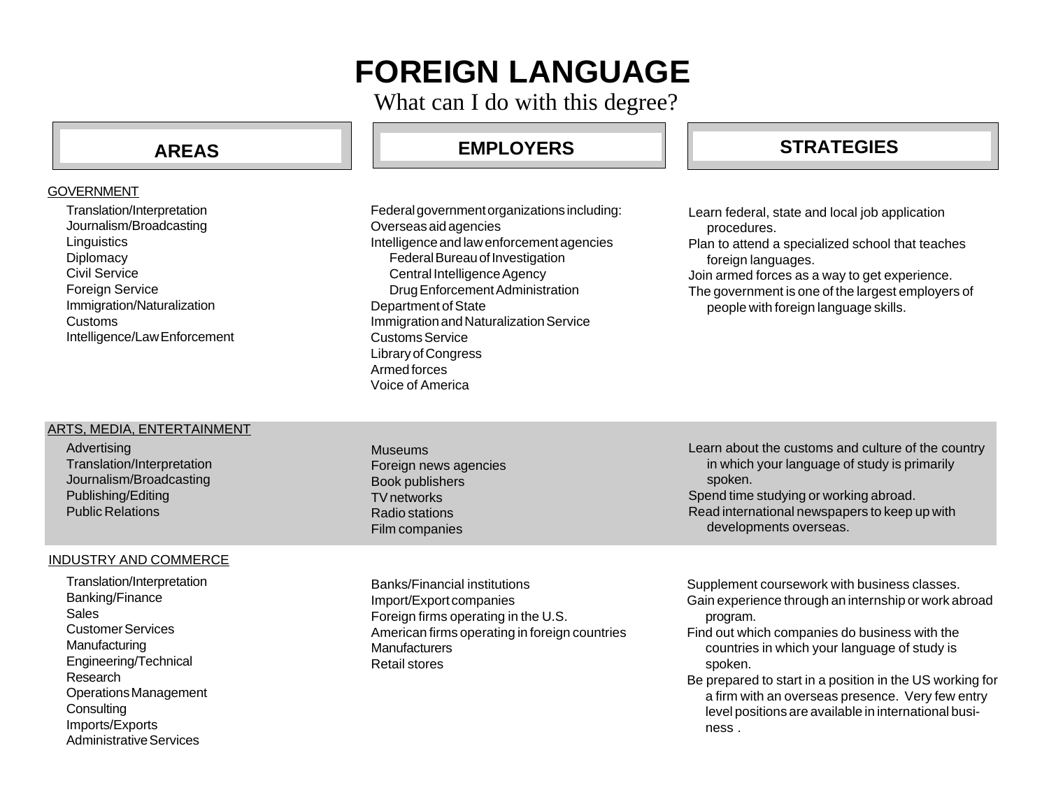# FOREIGN LANGUAGE

What can I do with this degree?

| AREAS | EMPLOYERS | STRATEGIES |
| --- | --- | --- |
| **GOVERNMENT**<br>Translation/Interpretation<br>Journalism/Broadcasting<br>Linguistics<br>Diplomacy<br>Civil Service<br>Foreign Service<br>Immigration/Naturalization<br>Customs<br>Intelligence/Law Enforcement | Federal government organizations including:<br>Overseas aid agencies<br>Intelligence and law enforcement agencies<br>Federal Bureau of Investigation<br>Central Intelligence Agency<br>Drug Enforcement Administration<br>Department of State<br>Immigration and Naturalization Service<br>Customs Service<br>Library of Congress<br>Armed forces<br>Voice of America | Learn federal, state and local job application procedures.<br>Plan to attend a specialized school that teaches foreign languages.<br>Join armed forces as a way to get experience.<br>The government is one of the largest employers of people with foreign language skills. |
| **ARTS, MEDIA, ENTERTAINMENT**<br>Advertising<br>Translation/Interpretation<br>Journalism/Broadcasting<br>Publishing/Editing<br>Public Relations | Museums<br>Foreign news agencies<br>Book publishers<br>TV networks<br>Radio stations<br>Film companies | Learn about the customs and culture of the country in which your language of study is primarily spoken.<br>Spend time studying or working abroad.<br>Read international newspapers to keep up with developments overseas. |
| **INDUSTRY AND COMMERCE**<br>Translation/Interpretation<br>Banking/Finance<br>Sales<br>Customer Services<br>Manufacturing<br>Engineering/Technical<br>Research<br>Operations Management<br>Consulting<br>Imports/Exports<br>Administrative Services | Banks/Financial institutions<br>Import/Export companies<br>Foreign firms operating in the U.S.<br>American firms operating in foreign countries<br>Manufacturers<br>Retail stores | Supplement coursework with business classes.<br>Gain experience through an internship or work abroad program.<br>Find out which companies do business with the countries in which your language of study is spoken.<br>Be prepared to start in a position in the US working for a firm with an overseas presence. Very few entry level positions are available in international business . |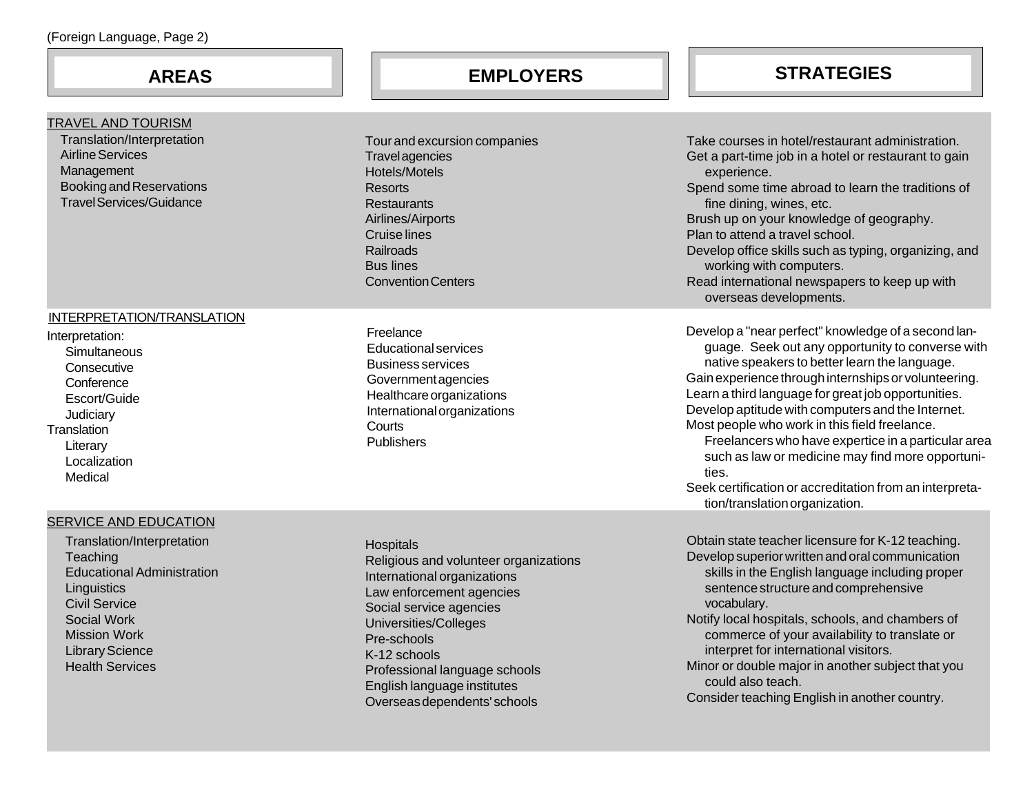(Foreign Language, Page 2)

| AREAS | EMPLOYERS | STRATEGIES |
|---|---|---|
| **TRAVEL AND TOURISM**<br>Translation/Interpretation<br>Airline Services<br>Management<br>Booking and Reservations<br>Travel Services/Guidance | Tour and excursion companies<br>Travel agencies<br>Hotels/Motels<br>Resorts<br>Restaurants<br>Airlines/Airports<br>Cruise lines<br>Railroads<br>Bus lines<br>Convention Centers | Take courses in hotel/restaurant administration.<br>Get a part-time job in a hotel or restaurant to gain experience.<br>Spend some time abroad to learn the traditions of fine dining, wines, etc.<br>Brush up on your knowledge of geography.<br>Plan to attend a travel school.<br>Develop office skills such as typing, organizing, and working with computers.<br>Read international newspapers to keep up with overseas developments. |
| **INTERPRETATION/TRANSLATION**<br>Interpretation:<br>Simultaneous<br>Consecutive<br>Conference<br>Escort/Guide<br>Judiciary<br>Translation<br>Literary<br>Localization<br>Medical | Freelance<br>Educational services<br>Business services<br>Government agencies<br>Healthcare organizations<br>International organizations<br>Courts<br>Publishers | Develop a "near perfect" knowledge of a second language. Seek out any opportunity to converse with native speakers to better learn the language.<br>Gain experience through internships or volunteering.<br>Learn a third language for great job opportunities.<br>Develop aptitude with computers and the Internet.<br>Most people who work in this field freelance. Freelancers who have expertice in a particular area such as law or medicine may find more opportunities.<br>Seek certification or accreditation from an interpretation/translation organization. |
| **SERVICE AND EDUCATION**<br>Translation/Interpretation<br>Teaching<br>Educational Administration<br>Linguistics<br>Civil Service<br>Social Work<br>Mission Work<br>Library Science<br>Health Services | Hospitals<br>Religious and volunteer organizations<br>International organizations<br>Law enforcement agencies<br>Social service agencies<br>Universities/Colleges<br>Pre-schools<br>K-12 schools<br>Professional language schools<br>English language institutes<br>Overseas dependents' schools | Obtain state teacher licensure for K-12 teaching.<br>Develop superior written and oral communication skills in the English language including proper sentence structure and comprehensive vocabulary.<br>Notify local hospitals, schools, and chambers of commerce of your availability to translate or interpret for international visitors.<br>Minor or double major in another subject that you could also teach.<br>Consider teaching English in another country. |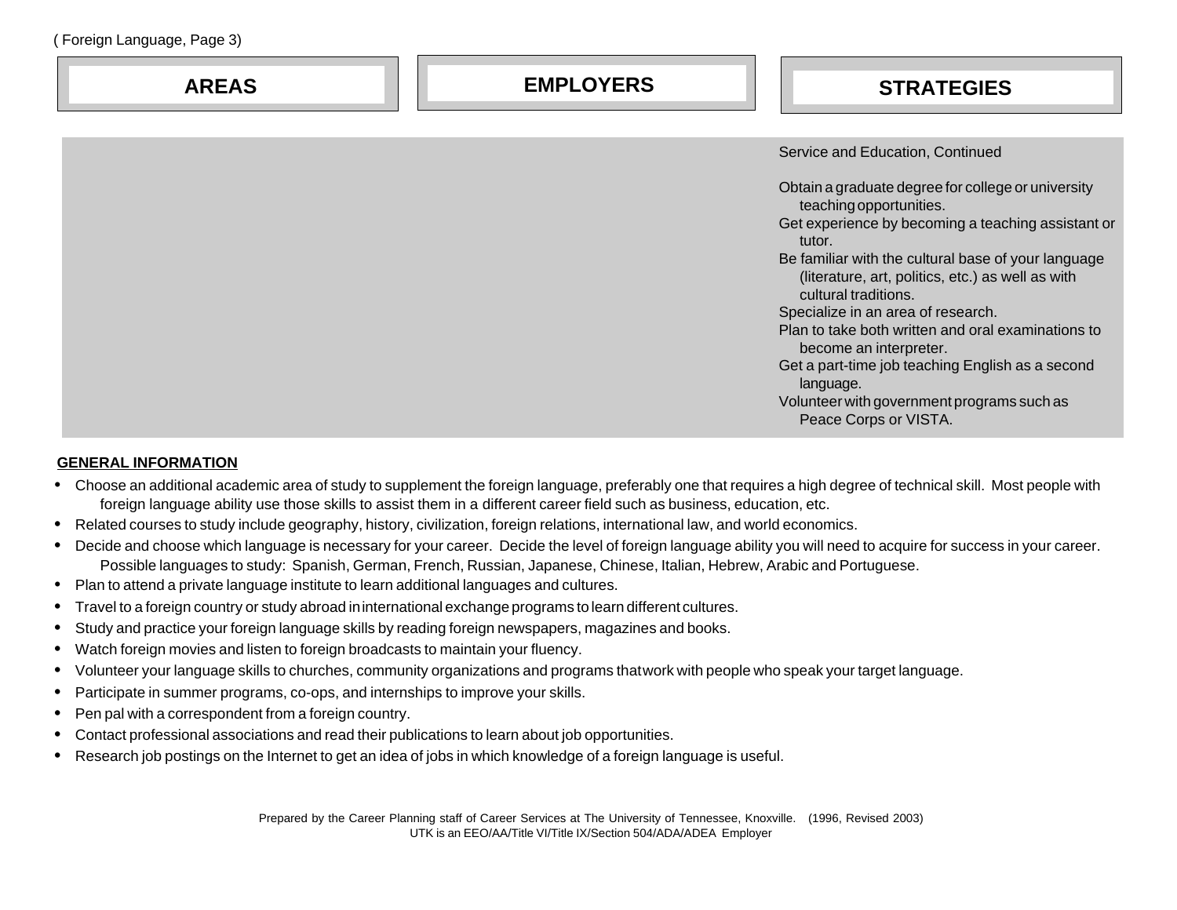| AREAS | EMPLOYERS | STRATEGIES |
| --- | --- | --- |
| | | Service and Education, Continued<br><br>Obtain a graduate degree for college or university teaching opportunities.<br>Get experience by becoming a teaching assistant or tutor.<br>Be familiar with the cultural base of your language (literature, art, politics, etc.) as well as with cultural traditions.<br>Specialize in an area of research.<br>Plan to take both written and oral examinations to become an interpreter.<br>Get a part-time job teaching English as a second language.<br>Volunteer with government programs such as Peace Corps or VISTA. |

**GENERAL INFORMATION**

- Choose an additional academic area of study to supplement the foreign language, preferably one that requires a high degree of technical skill. Most people with foreign language ability use those skills to assist them in a different career field such as business, education, etc.
- Related courses to study include geography, history, civilization, foreign relations, international law, and world economics.
- Decide and choose which language is necessary for your career. Decide the level of foreign language ability you will need to acquire for success in your career. Possible languages to study: Spanish, German, French, Russian, Japanese, Chinese, Italian, Hebrew, Arabic and Portuguese.
- Plan to attend a private language institute to learn additional languages and cultures.
- Travel to a foreign country or study abroad in international exchange programs to learn different cultures.
- Study and practice your foreign language skills by reading foreign newspapers, magazines and books.
- Watch foreign movies and listen to foreign broadcasts to maintain your fluency.
- Volunteer your language skills to churches, community organizations and programs that work with people who speak your target language.
- Participate in summer programs, co-ops, and internships to improve your skills.
- Pen pal with a correspondent from a foreign country.
- Contact professional associations and read their publications to learn about job opportunities.
- Research job postings on the Internet to get an idea of jobs in which knowledge of a foreign language is useful.

Prepared by the Career Planning staff of Career Services at The University of Tennessee, Knoxville. (1996, Revised 2003)
UTK is an EEO/AA/Title VI/Title IX/Section 504/ADA/ADEA Employer